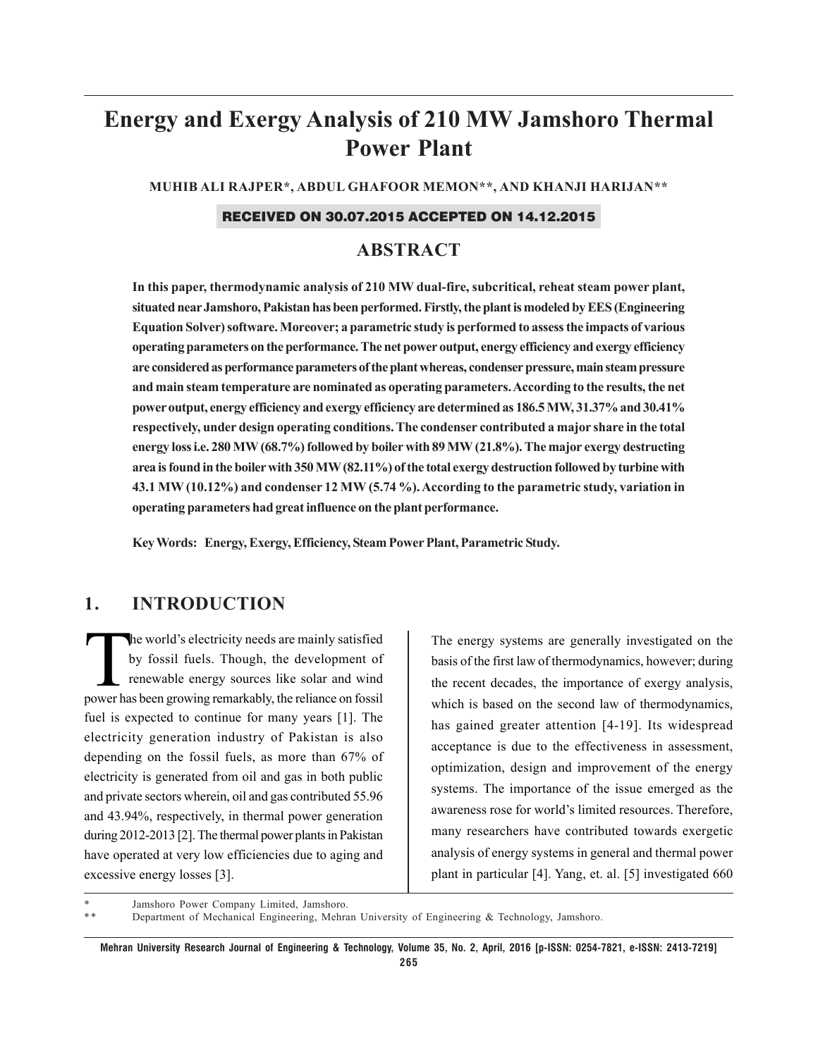# Energy and Exergy Analysis of 210 MW Jamshoro Thermal Power Plant

**MUHIB ALI RAJPER*, ABDUL GHAFOOR MEMON**, AND KHANJI HARIJAN****

**RECEIVED ON 30.07.2015 ACCEPTED ON 14.12.2015**

## ABSTRACT

**In this paper, thermodynamic analysis of 210 MW dual-fire, subcritical, reheat steam power plant, situated near Jamshoro, Pakistan has been performed. Firstly, the plant is modeled by EES (Engineering Equation Solver) software. Moreover; a parametric study is performed to assess the impacts of various operating parameters on the performance. The net power output, energy efficiency and exergy efficiency are considered as performance parameters of the plant whereas, condenser pressure, main steam pressure and main steam temperature are nominated as operating parameters. According to the results, the net power output, energy efficiency and exergy efficiency are determined as 186.5 MW, 31.37% and 30.41% respectively, under design operating conditions. The condenser contributed a major share in the total energy loss i.e. 280 MW (68.7%) followed by boiler with 89 MW (21.8%). The major exergy destructing area is found in the boiler with 350 MW (82.11%) of the total exergy destruction followed by turbine with 43.1 MW (10.12%) and condenser 12 MW (5.74 %). According to the parametric study, variation in operating parameters had great influence on the plant performance.**

**Key Words: Energy, Exergy, Efficiency, Steam Power Plant, Parametric Study.**

## 1. INTRODUCTION

The world's electricity needs are mainly satisfied by fossil fuels. Though, the development of renewable energy sources like solar and wind power has been growing remarkably, the reliance on fossil fuel is expected to continue for many years [1]. The electricity generation industry of Pakistan is also depending on the fossil fuels, as more than 67% of electricity is generated from oil and gas in both public and private sectors wherein, oil and gas contributed 55.96 and 43.94%, respectively, in thermal power generation during 2012-2013 [2]. The thermal power plants in Pakistan have operated at very low efficiencies due to aging and excessive energy losses [3].

The energy systems are generally investigated on the basis of the first law of thermodynamics, however; during the recent decades, the importance of exergy analysis, which is based on the second law of thermodynamics, has gained greater attention [4-19]. Its widespread acceptance is due to the effectiveness in assessment, optimization, design and improvement of the energy systems. The importance of the issue emerged as the awareness rose for world's limited resources. Therefore, many researchers have contributed towards exergetic analysis of energy systems in general and thermal power plant in particular [4]. Yang, et. al. [5] investigated 660

\* Jamshoro Power Company Limited, Jamshoro.

\*\* Department of Mechanical Engineering, Mehran University of Engineering & Technology, Jamshoro.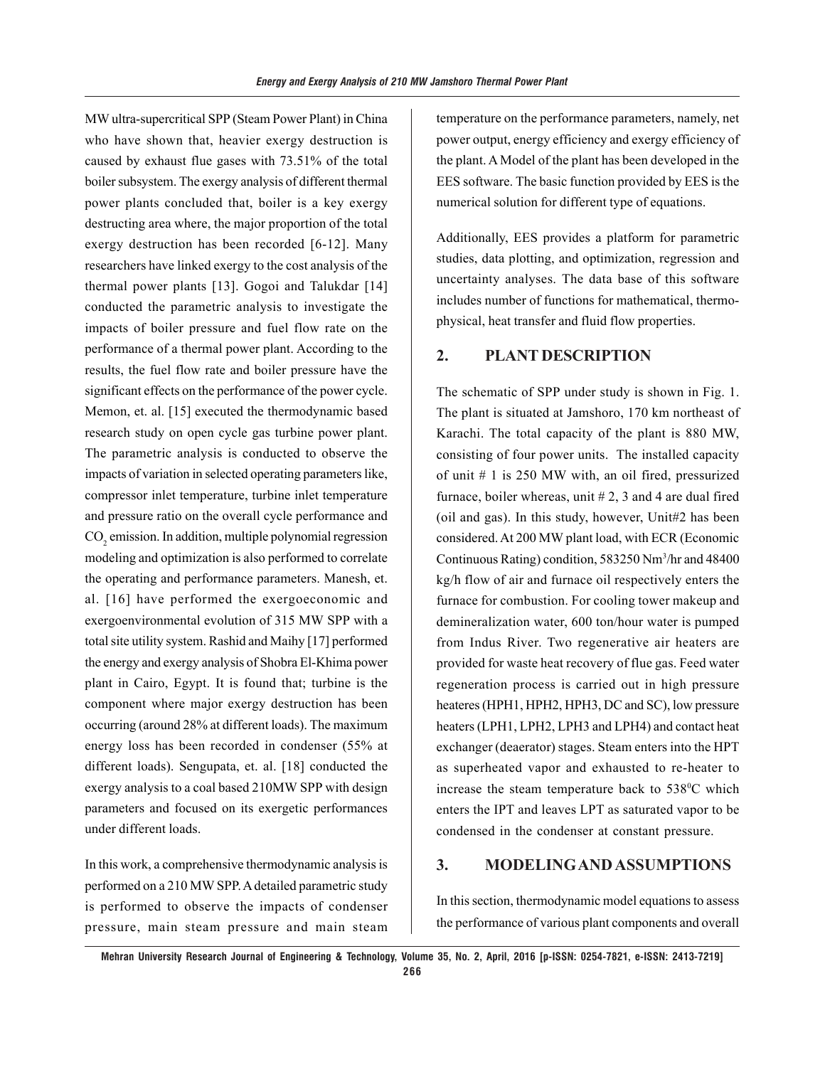MW ultra-supercritical SPP (Steam Power Plant) in China who have shown that, heavier exergy destruction is caused by exhaust flue gases with 73.51% of the total boiler subsystem. The exergy analysis of different thermal power plants concluded that, boiler is a key exergy destructing area where, the major proportion of the total exergy destruction has been recorded [6-12]. Many researchers have linked exergy to the cost analysis of the thermal power plants [13]. Gogoi and Talukdar [14] conducted the parametric analysis to investigate the impacts of boiler pressure and fuel flow rate on the performance of a thermal power plant. According to the results, the fuel flow rate and boiler pressure have the significant effects on the performance of the power cycle. Memon, et. al. [15] executed the thermodynamic based research study on open cycle gas turbine power plant. The parametric analysis is conducted to observe the impacts of variation in selected operating parameters like, compressor inlet temperature, turbine inlet temperature and pressure ratio on the overall cycle performance and $CO_2$ emission. In addition, multiple polynomial regression modeling and optimization is also performed to correlate the operating and performance parameters. Manesh, et. al. [16] have performed the exergoeconomic and exergoenvironmental evolution of 315 MW SPP with a total site utility system. Rashid and Maihy [17] performed the energy and exergy analysis of Shobra El-Khima power plant in Cairo, Egypt. It is found that; turbine is the component where major exergy destruction has been occurring (around 28% at different loads). The maximum energy loss has been recorded in condenser (55% at different loads). Sengupata, et. al. [18] conducted the exergy analysis to a coal based 210MW SPP with design parameters and focused on its exergetic performances under different loads.

In this work, a comprehensive thermodynamic analysis is performed on a 210 MW SPP. A detailed parametric study is performed to observe the impacts of condenser pressure, main steam pressure and main steam temperature on the performance parameters, namely, net power output, energy efficiency and exergy efficiency of the plant. A Model of the plant has been developed in the EES software. The basic function provided by EES is the numerical solution for different type of equations.

Additionally, EES provides a platform for parametric studies, data plotting, and optimization, regression and uncertainty analyses. The data base of this software includes number of functions for mathematical, thermo-physical, heat transfer and fluid flow properties.

## 2. PLANT DESCRIPTION

The schematic of SPP under study is shown in Fig. 1. The plant is situated at Jamshoro, 170 km northeast of Karachi. The total capacity of the plant is 880 MW, consisting of four power units. The installed capacity of unit # 1 is 250 MW with, an oil fired, pressurized furnace, boiler whereas, unit # 2, 3 and 4 are dual fired (oil and gas). In this study, however, Unit#2 has been considered. At 200 MW plant load, with ECR (Economic Continuous Rating) condition, 583250 $Nm^3$/hr and 48400 kg/h flow of air and furnace oil respectively enters the furnace for combustion. For cooling tower makeup and demineralization water, 600 ton/hour water is pumped from Indus River. Two regenerative air heaters are provided for waste heat recovery of flue gas. Feed water regeneration process is carried out in high pressure heateres (HPH1, HPH2, HPH3, DC and SC), low pressure heaters (LPH1, LPH2, LPH3 and LPH4) and contact heat exchanger (deaerator) stages. Steam enters into the HPT as superheated vapor and exhausted to re-heater to increase the steam temperature back to 538$^0$C which enters the IPT and leaves LPT as saturated vapor to be condensed in the condenser at constant pressure.

## 3. MODELING AND ASSUMPTIONS

In this section, thermodynamic model equations to assess the performance of various plant components and overall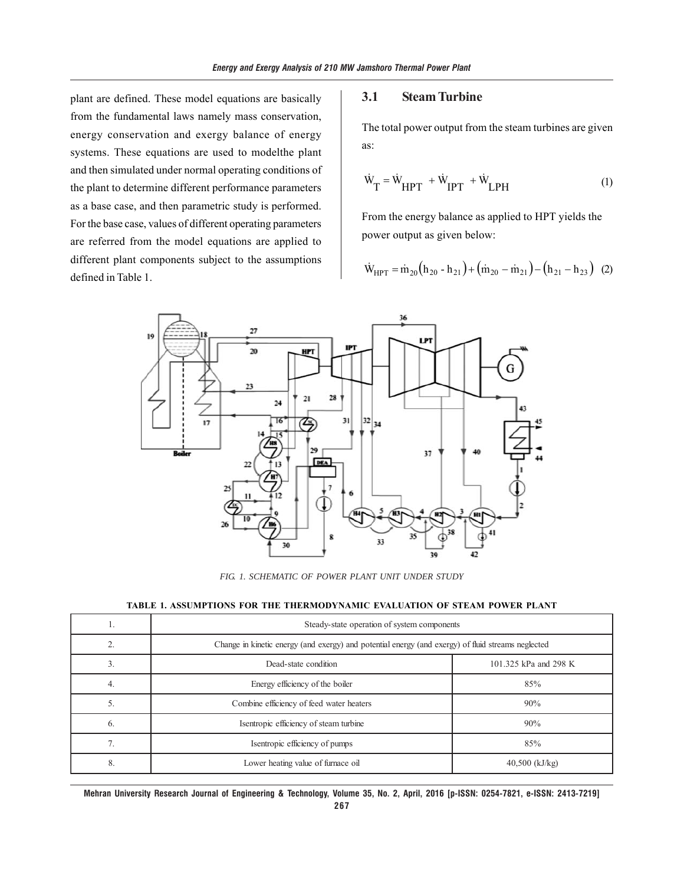plant are defined. These model equations are basically from the fundamental laws namely mass conservation, energy conservation and exergy balance of energy systems. These equations are used to modelthe plant and then simulated under normal operating conditions of the plant to determine different performance parameters as a base case, and then parametric study is performed. For the base case, values of different operating parameters are referred from the model equations are applied to different plant components subject to the assumptions defined in Table 1.

## 3.1 Steam Turbine

The total power output from the steam turbines are given as:

$$\dot{W}_T = \dot{W}_{HPT} + \dot{W}_{IPT} + \dot{W}_{LPH} \quad (1)$$

From the energy balance as applied to HPT yields the power output as given below:

$$\dot{W}_{HPT} = \dot{m}_{20}\left(h_{20} - h_{21}\right) + \left(\dot{m}_{20} - \dot{m}_{21}\right) - \left(h_{21} - h_{23}\right) \quad (2)$$

*FIG. 1. SCHEMATIC OF POWER PLANT UNIT UNDER STUDY*

**TABLE 1. ASSUMPTIONS FOR THE THERMODYNAMIC EVALUATION OF STEAM POWER PLANT**

| | | |
|---|---|---|
| 1. | Steady-state operation of system components | |
| 2. | Change in kinetic energy (and exergy) and potential energy (and exergy) of fluid streams neglected | |
| 3. | Dead-state condition | 101.325 kPa and 298 K |
| 4. | Energy efficiency of the boiler | 85% |
| 5. | Combine efficiency of feed water heaters | 90% |
| 6. | Isentropic efficiency of steam turbine | 90% |
| 7. | Isentropic efficiency of pumps | 85% |
| 8. | Lower heating value of furnace oil | 40,500 (kJ/kg) |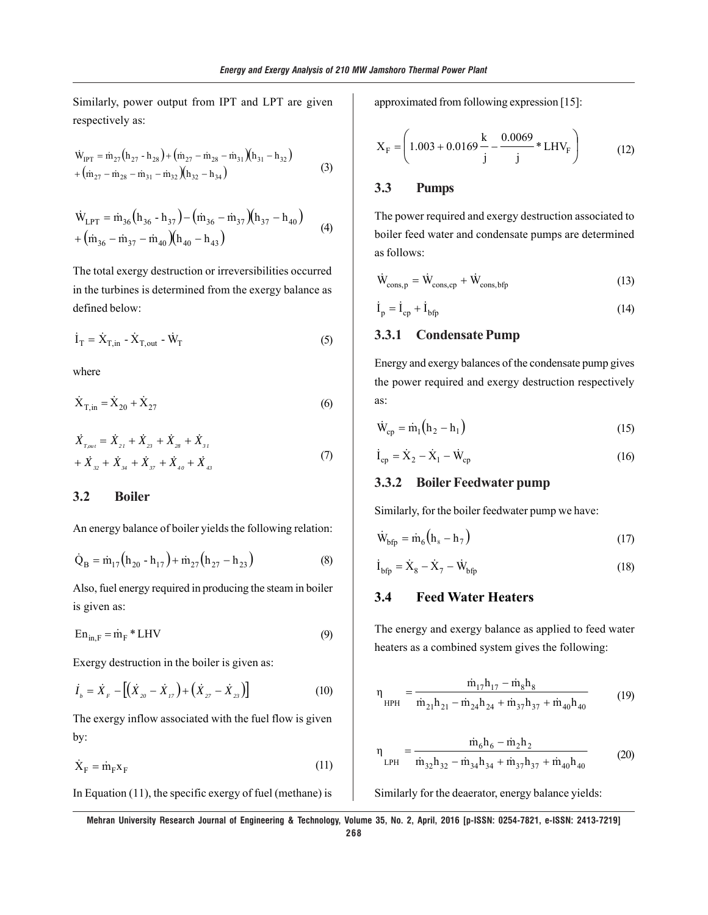Similarly, power output from IPT and LPT are given respectively as:

$$\dot{W}_{IPT} = \dot{m}_{27}\left(h_{27} - h_{28}\right) + \left(\dot{m}_{27} - \dot{m}_{28} - \dot{m}_{31}\right)\left(h_{31} - h_{32}\right) + \left(\dot{m}_{27} - \dot{m}_{28} - \dot{m}_{31} - \dot{m}_{32}\right)\left(h_{32} - h_{34}\right) \tag{3}$$

$$\dot{W}_{LPT} = \dot{m}_{36}\left(h_{36} - h_{37}\right) - \left(\dot{m}_{36} - \dot{m}_{37}\right)\left(h_{37} - h_{40}\right) + \left(\dot{m}_{36} - \dot{m}_{37} - \dot{m}_{40}\right)\left(h_{40} - h_{43}\right) \tag{4}$$

The total exergy destruction or irreversibilities occurred in the turbines is determined from the exergy balance as defined below:

$$\dot{I}_T = \dot{X}_{T,in} - \dot{X}_{T,out} - \dot{W}_T \tag{5}$$

where

$$\dot{X}_{T,in} = \dot{X}_{20} + \dot{X}_{27} \tag{6}$$

$$\dot{X}_{T,out} = \dot{X}_{21} + \dot{X}_{23} + \dot{X}_{28} + \dot{X}_{31} + \dot{X}_{32} + \dot{X}_{34} + \dot{X}_{37} + \dot{X}_{40} + \dot{X}_{43} \tag{7}$$

## 3.2 Boiler

An energy balance of boiler yields the following relation:

$$\dot{Q}_B = \dot{m}_{17}\left(h_{20} - h_{17}\right) + \dot{m}_{27}\left(h_{27} - h_{23}\right) \tag{8}$$

Also, fuel energy required in producing the steam in boiler is given as:

$$En_{in,F} = \dot{m}_F * LHV \tag{9}$$

Exergy destruction in the boiler is given as:

$$\dot{I}_b = \dot{X}_F - \left[\left(\dot{X}_{20} - \dot{X}_{17}\right) + \left(\dot{X}_{27} - \dot{X}_{23}\right)\right] \tag{10}$$

The exergy inflow associated with the fuel flow is given by:

$$\dot{X}_F = \dot{m}_F x_F \tag{11}$$

In Equation (11), the specific exergy of fuel (methane) is approximated from following expression [15]:

$$X_F = \left(1.003 + 0.0169\frac{k}{j} - \frac{0.0069}{j} * LHV_F\right) \tag{12}$$

## 3.3 Pumps

The power required and exergy destruction associated to boiler feed water and condensate pumps are determined as follows:

$$\dot{W}_{cons,p} = \dot{W}_{cons,cp} + \dot{W}_{cons,bfp} \tag{13}$$

$$\dot{I}_p = \dot{I}_{cp} + \dot{I}_{bfp} \tag{14}$$

### 3.3.1 Condensate Pump

Energy and exergy balances of the condensate pump gives the power required and exergy destruction respectively as:

$$\dot{W}_{cp} = \dot{m}_1\left(h_2 - h_1\right) \tag{15}$$

$$\dot{I}_{cp} = \dot{X}_2 - \dot{X}_1 - \dot{W}_{cp} \tag{16}$$

### 3.3.2 Boiler Feedwater pump

Similarly, for the boiler feedwater pump we have:

$$\dot{W}_{bfp} = \dot{m}_6\left(h_8 - h_7\right) \tag{17}$$

$$\dot{I}_{bfp} = \dot{X}_8 - \dot{X}_7 - \dot{W}_{bfp} \tag{18}$$

## 3.4 Feed Water Heaters

The energy and exergy balance as applied to feed water heaters as a combined system gives the following:

$$\eta_{HPH} = \frac{\dot{m}_{17}h_{17} - \dot{m}_8 h_8}{\dot{m}_{21}h_{21} - \dot{m}_{24}h_{24} + \dot{m}_{37}h_{37} + \dot{m}_{40}h_{40}} \tag{19}$$

$$\eta_{LPH} = \frac{\dot{m}_6 h_6 - \dot{m}_2 h_2}{\dot{m}_{32}h_{32} - \dot{m}_{34}h_{34} + \dot{m}_{37}h_{37} + \dot{m}_{40}h_{40}} \tag{20}$$

Similarly for the deaerator, energy balance yields: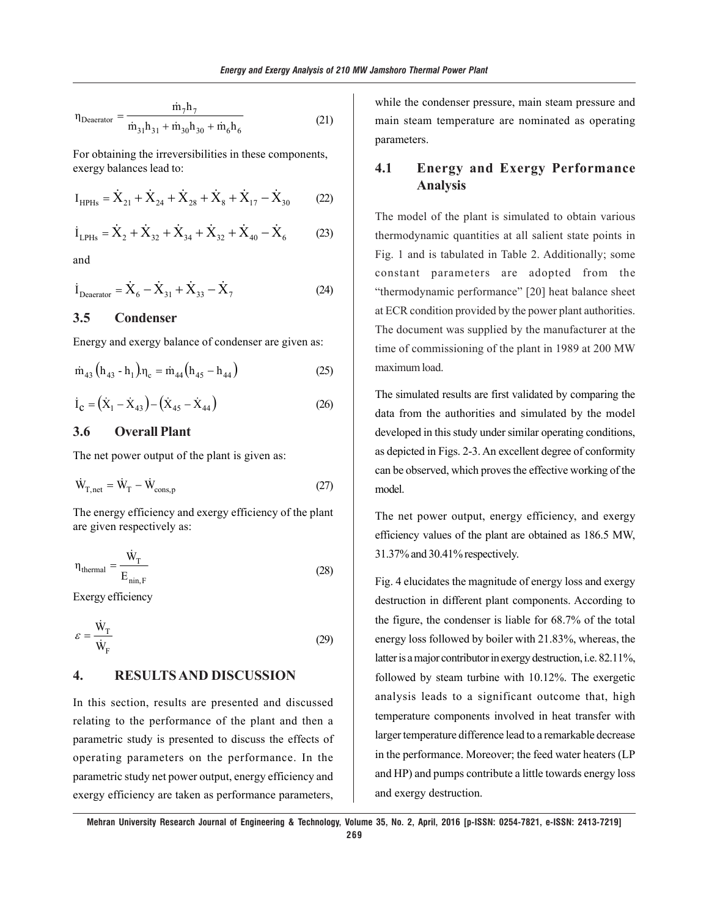$$\eta_{\text{Deaerator}} = \frac{\dot{m}_7 h_7}{\dot{m}_{31} h_{31} + \dot{m}_{30} h_{30} + \dot{m}_6 h_6} \tag{21}$$

For obtaining the irreversibilities in these components, exergy balances lead to:

$$I_{\text{HPHs}} = \dot{X}_{21} + \dot{X}_{24} + \dot{X}_{28} + \dot{X}_8 + \dot{X}_{17} - \dot{X}_{30} \tag{22}$$

$$\dot{I}_{\text{LPHs}} = \dot{X}_2 + \dot{X}_{32} + \dot{X}_{34} + \dot{X}_{32} + \dot{X}_{40} - \dot{X}_6 \tag{23}$$

and

$$\dot{I}_{\text{Deaerator}} = \dot{X}_6 - \dot{X}_{31} + \dot{X}_{33} - \dot{X}_7 \tag{24}$$

### 3.5 Condenser

Energy and exergy balance of condenser are given as:

$$\dot{m}_{43}\left(h_{43} - h_1\right).\eta_c = \dot{m}_{44}\left(h_{45} - h_{44}\right) \tag{25}$$

$$\dot{I}_C = \left(\dot{X}_1 - \dot{X}_{43}\right) - \left(\dot{X}_{45} - \dot{X}_{44}\right) \tag{26}$$

### 3.6 Overall Plant

The net power output of the plant is given as:

$$\dot{W}_{T,\text{net}} = \dot{W}_T - \dot{W}_{\text{cons,p}} \tag{27}$$

The energy efficiency and exergy efficiency of the plant are given respectively as:

$$\eta_{\text{thermal}} = \frac{\dot{W}_T}{E_{\text{nin,F}}} \tag{28}$$

Exergy efficiency

$$\varepsilon = \frac{\dot{W}_T}{\dot{W}_F} \tag{29}$$

## 4. RESULTS AND DISCUSSION

In this section, results are presented and discussed relating to the performance of the plant and then a parametric study is presented to discuss the effects of operating parameters on the performance. In the parametric study net power output, energy efficiency and exergy efficiency are taken as performance parameters, while the condenser pressure, main steam pressure and main steam temperature are nominated as operating parameters.

### 4.1 Energy and Exergy Performance Analysis

The model of the plant is simulated to obtain various thermodynamic quantities at all salient state points in Fig. 1 and is tabulated in Table 2. Additionally; some constant parameters are adopted from the "thermodynamic performance" [20] heat balance sheet at ECR condition provided by the power plant authorities. The document was supplied by the manufacturer at the time of commissioning of the plant in 1989 at 200 MW maximum load.

The simulated results are first validated by comparing the data from the authorities and simulated by the model developed in this study under similar operating conditions, as depicted in Figs. 2-3. An excellent degree of conformity can be observed, which proves the effective working of the model.

The net power output, energy efficiency, and exergy efficiency values of the plant are obtained as 186.5 MW, 31.37% and 30.41% respectively.

Fig. 4 elucidates the magnitude of energy loss and exergy destruction in different plant components. According to the figure, the condenser is liable for 68.7% of the total energy loss followed by boiler with 21.83%, whereas, the latter is a major contributor in exergy destruction, i.e. 82.11%, followed by steam turbine with 10.12%. The exergetic analysis leads to a significant outcome that, high temperature components involved in heat transfer with larger temperature difference lead to a remarkable decrease in the performance. Moreover; the feed water heaters (LP and HP) and pumps contribute a little towards energy loss and exergy destruction.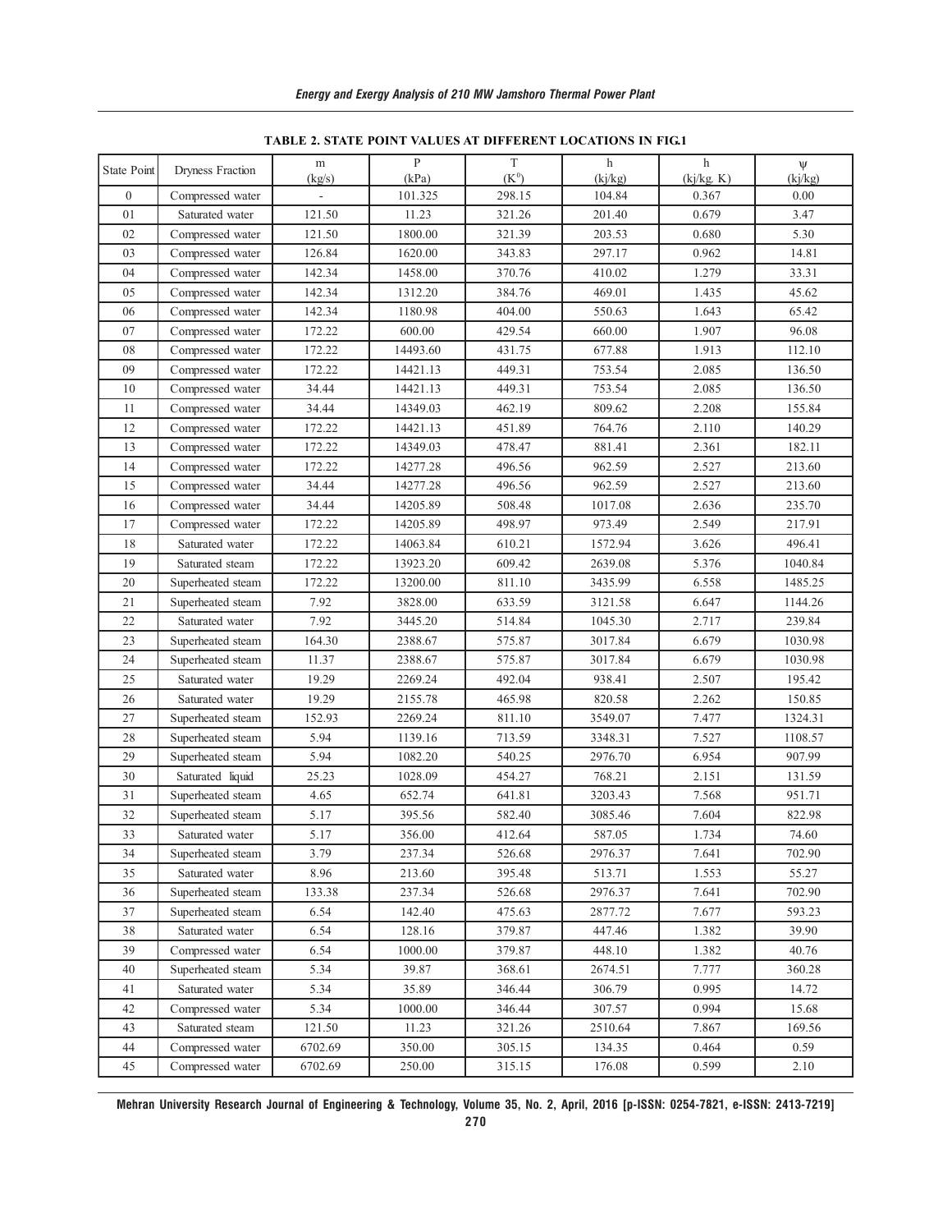**TABLE 2. STATE POINT VALUES AT DIFFERENT LOCATIONS IN FIG.1**

| State Point | Dryness Fraction | m (kg/s) | P (kPa) | T ($K^0$) | h (kj/kg) | h (kj/kg. K) | ψ (kj/kg) |
|---|---|---|---|---|---|---|---|
| 0 | Compressed water | - | 101.325 | 298.15 | 104.84 | 0.367 | 0.00 |
| 01 | Saturated water | 121.50 | 11.23 | 321.26 | 201.40 | 0.679 | 3.47 |
| 02 | Compressed water | 121.50 | 1800.00 | 321.39 | 203.53 | 0.680 | 5.30 |
| 03 | Compressed water | 126.84 | 1620.00 | 343.83 | 297.17 | 0.962 | 14.81 |
| 04 | Compressed water | 142.34 | 1458.00 | 370.76 | 410.02 | 1.279 | 33.31 |
| 05 | Compressed water | 142.34 | 1312.20 | 384.76 | 469.01 | 1.435 | 45.62 |
| 06 | Compressed water | 142.34 | 1180.98 | 404.00 | 550.63 | 1.643 | 65.42 |
| 07 | Compressed water | 172.22 | 600.00 | 429.54 | 660.00 | 1.907 | 96.08 |
| 08 | Compressed water | 172.22 | 14493.60 | 431.75 | 677.88 | 1.913 | 112.10 |
| 09 | Compressed water | 172.22 | 14421.13 | 449.31 | 753.54 | 2.085 | 136.50 |
| 10 | Compressed water | 34.44 | 14421.13 | 449.31 | 753.54 | 2.085 | 136.50 |
| 11 | Compressed water | 34.44 | 14349.03 | 462.19 | 809.62 | 2.208 | 155.84 |
| 12 | Compressed water | 172.22 | 14421.13 | 451.89 | 764.76 | 2.110 | 140.29 |
| 13 | Compressed water | 172.22 | 14349.03 | 478.47 | 881.41 | 2.361 | 182.11 |
| 14 | Compressed water | 172.22 | 14277.28 | 496.56 | 962.59 | 2.527 | 213.60 |
| 15 | Compressed water | 34.44 | 14277.28 | 496.56 | 962.59 | 2.527 | 213.60 |
| 16 | Compressed water | 34.44 | 14205.89 | 508.48 | 1017.08 | 2.636 | 235.70 |
| 17 | Compressed water | 172.22 | 14205.89 | 498.97 | 973.49 | 2.549 | 217.91 |
| 18 | Saturated water | 172.22 | 14063.84 | 610.21 | 1572.94 | 3.626 | 496.41 |
| 19 | Saturated steam | 172.22 | 13923.20 | 609.42 | 2639.08 | 5.376 | 1040.84 |
| 20 | Superheated steam | 172.22 | 13200.00 | 811.10 | 3435.99 | 6.558 | 1485.25 |
| 21 | Superheated steam | 7.92 | 3828.00 | 633.59 | 3121.58 | 6.647 | 1144.26 |
| 22 | Saturated water | 7.92 | 3445.20 | 514.84 | 1045.30 | 2.717 | 239.84 |
| 23 | Superheated steam | 164.30 | 2388.67 | 575.87 | 3017.84 | 6.679 | 1030.98 |
| 24 | Superheated steam | 11.37 | 2388.67 | 575.87 | 3017.84 | 6.679 | 1030.98 |
| 25 | Saturated water | 19.29 | 2269.24 | 492.04 | 938.41 | 2.507 | 195.42 |
| 26 | Saturated water | 19.29 | 2155.78 | 465.98 | 820.58 | 2.262 | 150.85 |
| 27 | Superheated steam | 152.93 | 2269.24 | 811.10 | 3549.07 | 7.477 | 1324.31 |
| 28 | Superheated steam | 5.94 | 1139.16 | 713.59 | 3348.31 | 7.527 | 1108.57 |
| 29 | Superheated steam | 5.94 | 1082.20 | 540.25 | 2976.70 | 6.954 | 907.99 |
| 30 | Saturated liquid | 25.23 | 1028.09 | 454.27 | 768.21 | 2.151 | 131.59 |
| 31 | Superheated steam | 4.65 | 652.74 | 641.81 | 3203.43 | 7.568 | 951.71 |
| 32 | Superheated steam | 5.17 | 395.56 | 582.40 | 3085.46 | 7.604 | 822.98 |
| 33 | Saturated water | 5.17 | 356.00 | 412.64 | 587.05 | 1.734 | 74.60 |
| 34 | Superheated steam | 3.79 | 237.34 | 526.68 | 2976.37 | 7.641 | 702.90 |
| 35 | Saturated water | 8.96 | 213.60 | 395.48 | 513.71 | 1.553 | 55.27 |
| 36 | Superheated steam | 133.38 | 237.34 | 526.68 | 2976.37 | 7.641 | 702.90 |
| 37 | Superheated steam | 6.54 | 142.40 | 475.63 | 2877.72 | 7.677 | 593.23 |
| 38 | Saturated water | 6.54 | 128.16 | 379.87 | 447.46 | 1.382 | 39.90 |
| 39 | Compressed water | 6.54 | 1000.00 | 379.87 | 448.10 | 1.382 | 40.76 |
| 40 | Superheated steam | 5.34 | 39.87 | 368.61 | 2674.51 | 7.777 | 360.28 |
| 41 | Saturated water | 5.34 | 35.89 | 346.44 | 306.79 | 0.995 | 14.72 |
| 42 | Compressed water | 5.34 | 1000.00 | 346.44 | 307.57 | 0.994 | 15.68 |
| 43 | Saturated steam | 121.50 | 11.23 | 321.26 | 2510.64 | 7.867 | 169.56 |
| 44 | Compressed water | 6702.69 | 350.00 | 305.15 | 134.35 | 0.464 | 0.59 |
| 45 | Compressed water | 6702.69 | 250.00 | 315.15 | 176.08 | 0.599 | 2.10 |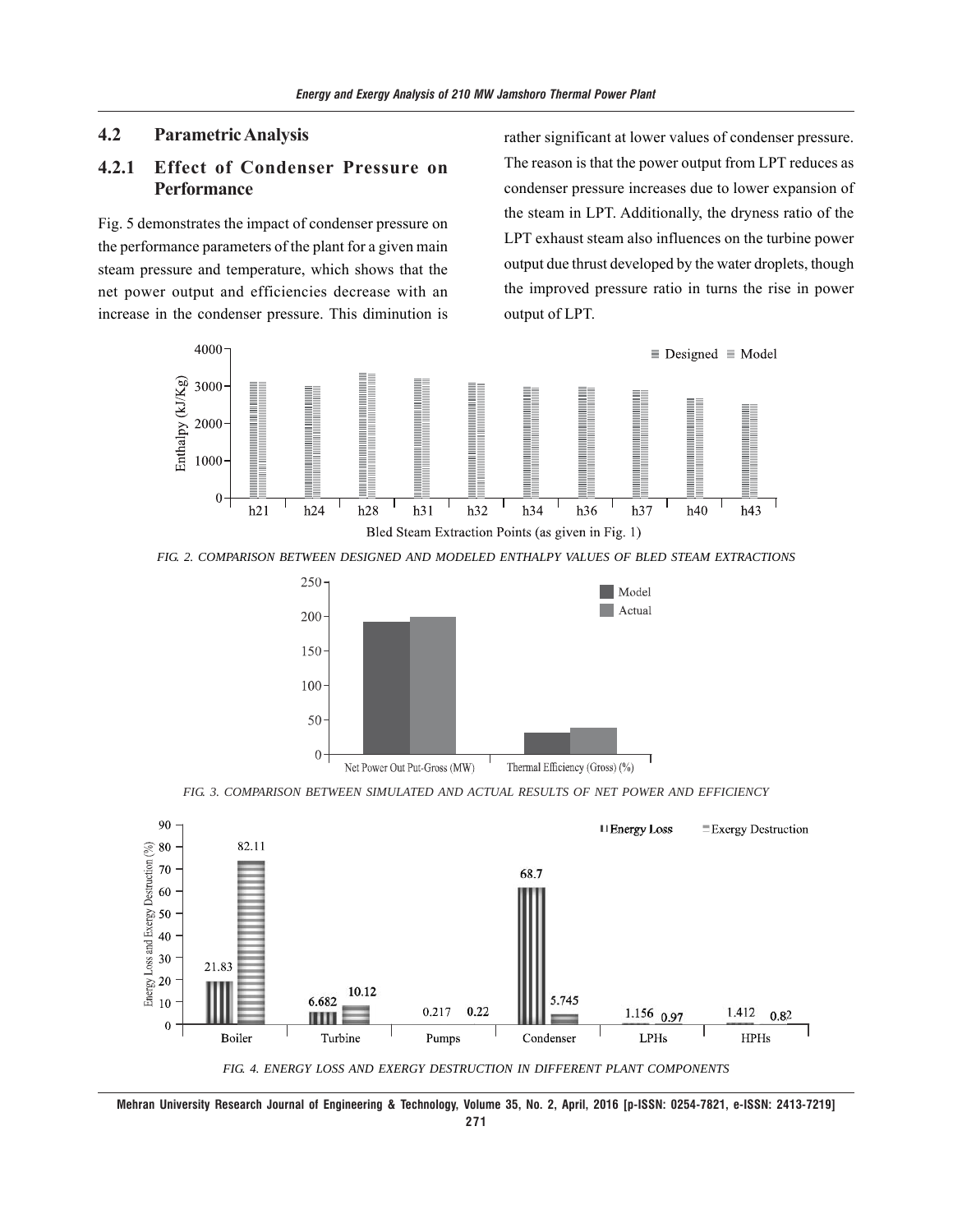## 4.2 Parametric Analysis

### 4.2.1 Effect of Condenser Pressure on Performance

Fig. 5 demonstrates the impact of condenser pressure on the performance parameters of the plant for a given main steam pressure and temperature, which shows that the net power output and efficiencies decrease with an increase in the condenser pressure. This diminution is rather significant at lower values of condenser pressure. The reason is that the power output from LPT reduces as condenser pressure increases due to lower expansion of the steam in LPT. Additionally, the dryness ratio of the LPT exhaust steam also influences on the turbine power output due thrust developed by the water droplets, though the improved pressure ratio in turns the rise in power output of LPT.

*FIG. 2. COMPARISON BETWEEN DESIGNED AND MODELED ENTHALPY VALUES OF BLED STEAM EXTRACTIONS*

*FIG. 3. COMPARISON BETWEEN SIMULATED AND ACTUAL RESULTS OF NET POWER AND EFFICIENCY*

*FIG. 4. ENERGY LOSS AND EXERGY DESTRUCTION IN DIFFERENT PLANT COMPONENTS*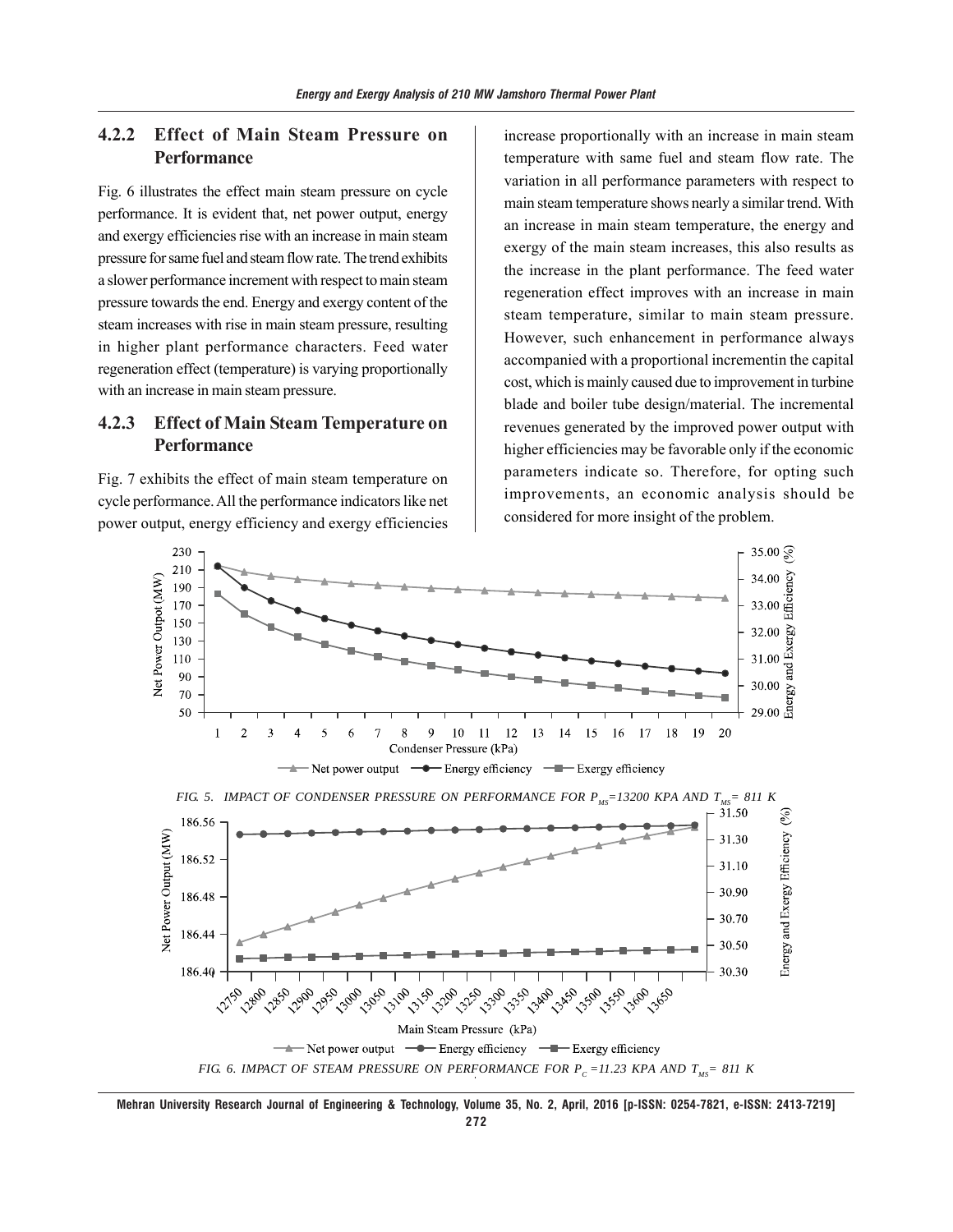### 4.2.2 Effect of Main Steam Pressure on Performance

Fig. 6 illustrates the effect main steam pressure on cycle performance. It is evident that, net power output, energy and exergy efficiencies rise with an increase in main steam pressure for same fuel and steam flow rate. The trend exhibits a slower performance increment with respect to main steam pressure towards the end. Energy and exergy content of the steam increases with rise in main steam pressure, resulting in higher plant performance characters. Feed water regeneration effect (temperature) is varying proportionally with an increase in main steam pressure.

### 4.2.3 Effect of Main Steam Temperature on Performance

Fig. 7 exhibits the effect of main steam temperature on cycle performance. All the performance indicators like net power output, energy efficiency and exergy efficiencies increase proportionally with an increase in main steam temperature with same fuel and steam flow rate. The variation in all performance parameters with respect to main steam temperature shows nearly a similar trend. With an increase in main steam temperature, the energy and exergy of the main steam increases, this also results as the increase in the plant performance. The feed water regeneration effect improves with an increase in main steam temperature, similar to main steam pressure. However, such enhancement in performance always accompanied with a proportional incrementin the capital cost, which is mainly caused due to improvement in turbine blade and boiler tube design/material. The incremental revenues generated by the improved power output with higher efficiencies may be favorable only if the economic parameters indicate so. Therefore, for opting such improvements, an economic analysis should be considered for more insight of the problem.

FIG. 5. IMPACT OF CONDENSER PRESSURE ON PERFORMANCE FOR $P_{MS}$=13200 KPA AND $T_{MS}$= 811 K

FIG. 6. IMPACT OF STEAM PRESSURE ON PERFORMANCE FOR $P_C$ =11.23 KPA AND $T_{MS}$= 811 K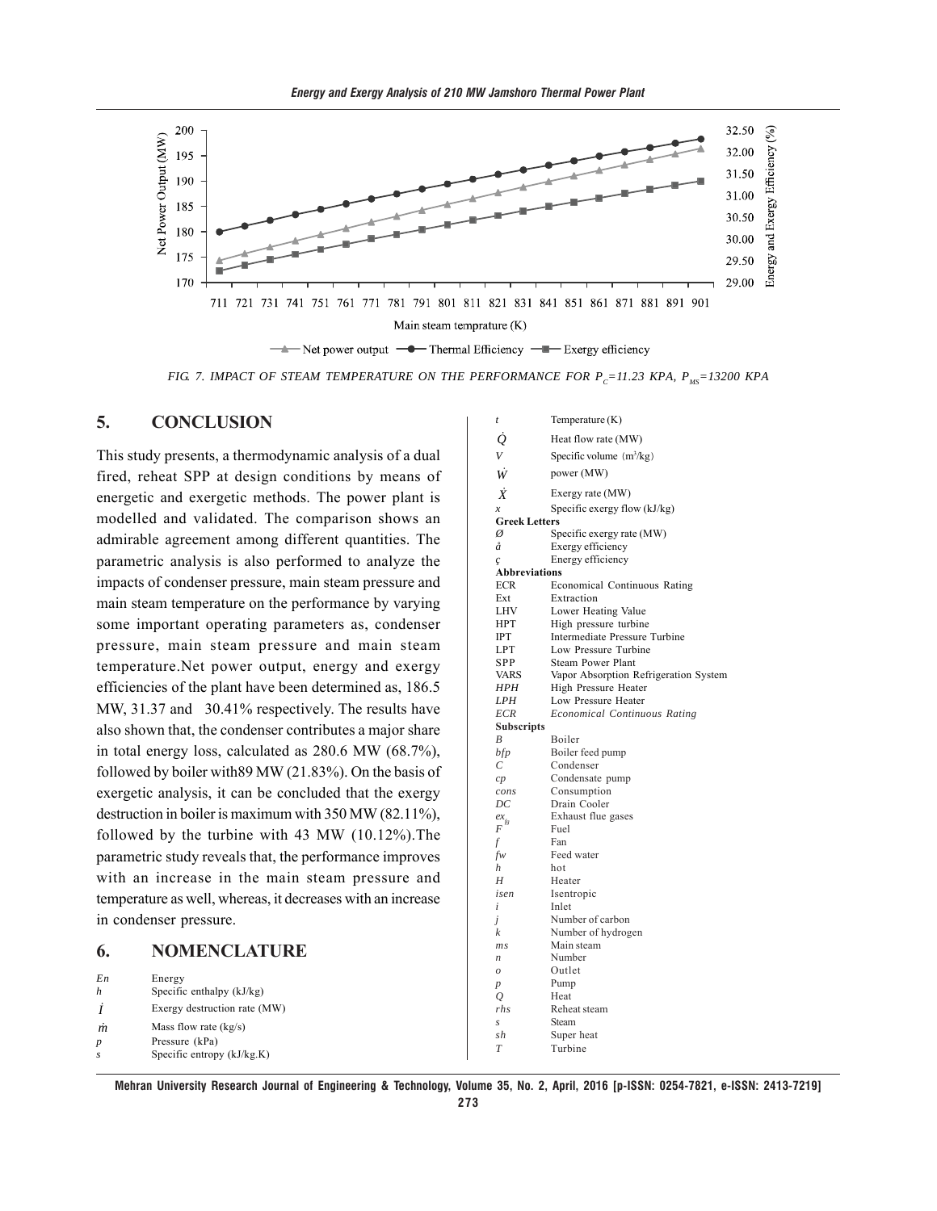FIG. 7. IMPACT OF STEAM TEMPERATURE ON THE PERFORMANCE FOR $P_C$=11.23 KPA, $P_{MS}$=13200 KPA

## 5. CONCLUSION

This study presents, a thermodynamic analysis of a dual fired, reheat SPP at design conditions by means of energetic and exergetic methods. The power plant is modelled and validated. The comparison shows an admirable agreement among different quantities. The parametric analysis is also performed to analyze the impacts of condenser pressure, main steam pressure and main steam temperature on the performance by varying some important operating parameters as, condenser pressure, main steam pressure and main steam temperature.Net power output, energy and exergy efficiencies of the plant have been determined as, 186.5 MW, 31.37 and 30.41% respectively. The results have also shown that, the condenser contributes a major share in total energy loss, calculated as 280.6 MW (68.7%), followed by boiler with89 MW (21.83%). On the basis of exergetic analysis, it can be concluded that the exergy destruction in boiler is maximum with 350 MW (82.11%), followed by the turbine with 43 MW (10.12%).The parametric study reveals that, the performance improves with an increase in the main steam pressure and temperature as well, whereas, it decreases with an increase in condenser pressure.

## 6. NOMENCLATURE

| | |
|---|---|
| $En$ | Energy |
| $h$ | Specific enthalpy (kJ/kg) |
| $\dot{I}$ | Exergy destruction rate (MW) |
| $\dot{m}$ | Mass flow rate (kg/s) |
| $p$ | Pressure (kPa) |
| $s$ | Specific entropy (kJ/kg.K) |
| $t$ | Temperature (K) |
| $\dot{Q}$ | Heat flow rate (MW) |
| $V$ | Specific volume (m$^3$/kg) |
| $\dot{W}$ | power (MW) |
| $\dot{X}$ | Exergy rate (MW) |
| $x$ | Specific exergy flow (kJ/kg) |
| **Greek Letters** | |
| Ø | Specific exergy rate (MW) |
| å | Exergy efficiency |
| ç | Energy efficiency |
| **Abbreviations** | |
| ECR | Economical Continuous Rating |
| Ext | Extraction |
| LHV | Lower Heating Value |
| HPT | High pressure turbine |
| IPT | Intermediate Pressure Turbine |
| LPT | Low Pressure Turbine |
| SPP | Steam Power Plant |
| VARS | Vapor Absorption Refrigeration System |
| *HPH* | High Pressure Heater |
| *LPH* | Low Pressure Heater |
| *ECR* | *Economical Continuous Rating* |
| **Subscripts** | |
| *B* | Boiler |
| *bfp* | Boiler feed pump |
| *C* | Condenser |
| *cp* | Condensate pump |
| *cons* | Consumption |
| *DC* | Drain Cooler |
| $ex_{fg}$ | Exhaust flue gases |
| *F* | Fuel |
| *f* | Fan |
| *fw* | Feed water |
| *h* | hot |
| *H* | Heater |
| *isen* | Isentropic |
| *i* | Inlet |
| *j* | Number of carbon |
| *k* | Number of hydrogen |
| *ms* | Main steam |
| *n* | Number |
| *o* | Outlet |
| *p* | Pump |
| *Q* | Heat |
| *rhs* | Reheat steam |
| *s* | Steam |
| *sh* | Super heat |
| *T* | Turbine |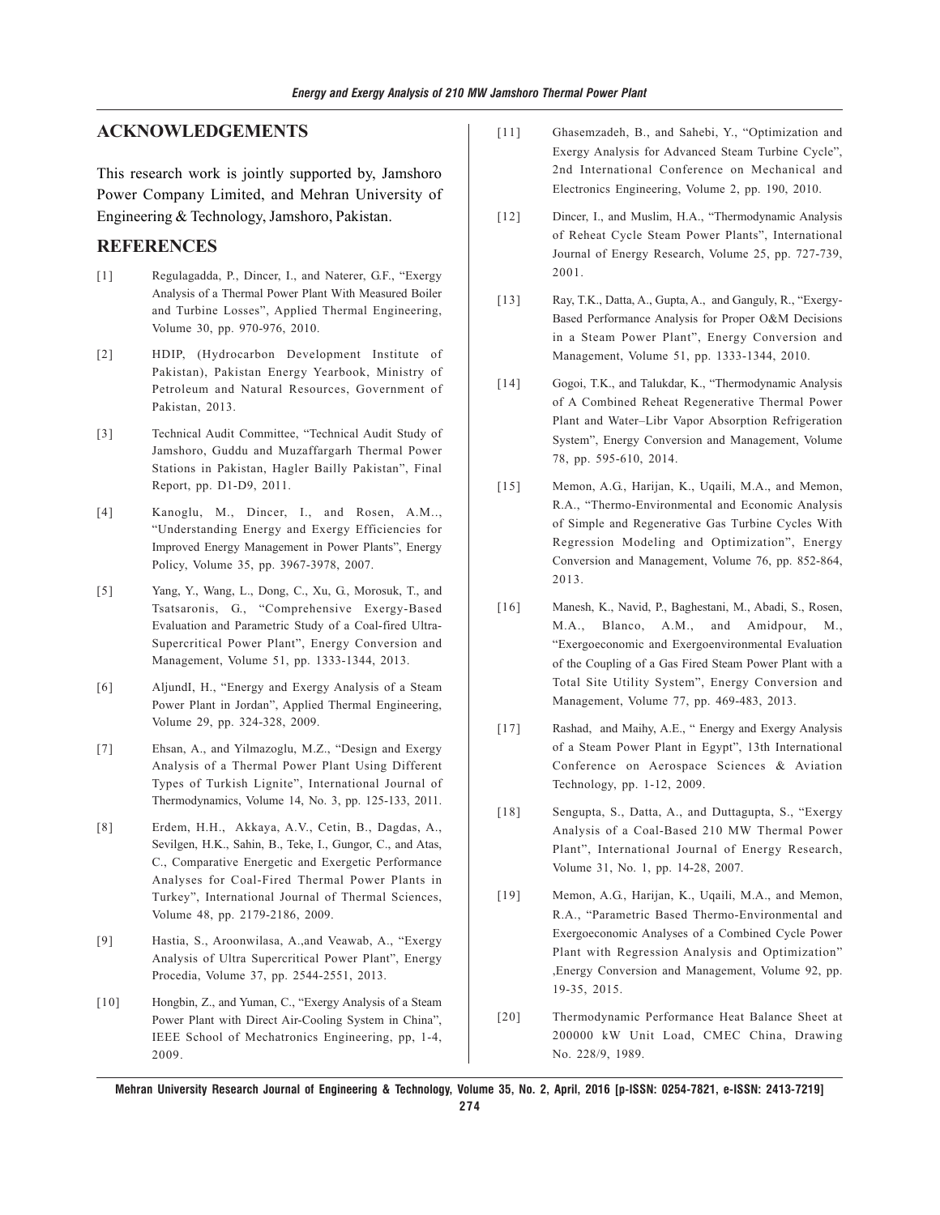## ACKNOWLEDGEMENTS

This research work is jointly supported by, Jamshoro Power Company Limited, and Mehran University of Engineering & Technology, Jamshoro, Pakistan.

## REFERENCES

[1] Regulagadda, P., Dincer, I., and Naterer, G.F., "Exergy Analysis of a Thermal Power Plant With Measured Boiler and Turbine Losses", Applied Thermal Engineering, Volume 30, pp. 970-976, 2010.

[2] HDIP, (Hydrocarbon Development Institute of Pakistan), Pakistan Energy Yearbook, Ministry of Petroleum and Natural Resources, Government of Pakistan, 2013.

[3] Technical Audit Committee, "Technical Audit Study of Jamshoro, Guddu and Muzaffargarh Thermal Power Stations in Pakistan, Hagler Bailly Pakistan", Final Report, pp. D1-D9, 2011.

[4] Kanoglu, M., Dincer, I., and Rosen, A.M.., "Understanding Energy and Exergy Efficiencies for Improved Energy Management in Power Plants", Energy Policy, Volume 35, pp. 3967-3978, 2007.

[5] Yang, Y., Wang, L., Dong, C., Xu, G., Morosuk, T., and Tsatsaronis, G., "Comprehensive Exergy-Based Evaluation and Parametric Study of a Coal-fired Ultra-Supercritical Power Plant", Energy Conversion and Management, Volume 51, pp. 1333-1344, 2013.

[6] AljundI, H., "Energy and Exergy Analysis of a Steam Power Plant in Jordan", Applied Thermal Engineering, Volume 29, pp. 324-328, 2009.

[7] Ehsan, A., and Yilmazoglu, M.Z., "Design and Exergy Analysis of a Thermal Power Plant Using Different Types of Turkish Lignite", International Journal of Thermodynamics, Volume 14, No. 3, pp. 125-133, 2011.

[8] Erdem, H.H., Akkaya, A.V., Cetin, B., Dagdas, A., Sevilgen, H.K., Sahin, B., Teke, I., Gungor, C., and Atas, C., Comparative Energetic and Exergetic Performance Analyses for Coal-Fired Thermal Power Plants in Turkey", International Journal of Thermal Sciences, Volume 48, pp. 2179-2186, 2009.

[9] Hastia, S., Aroonwilasa, A.,and Veawab, A., "Exergy Analysis of Ultra Supercritical Power Plant", Energy Procedia, Volume 37, pp. 2544-2551, 2013.

[10] Hongbin, Z., and Yuman, C., "Exergy Analysis of a Steam Power Plant with Direct Air-Cooling System in China", IEEE School of Mechatronics Engineering, pp, 1-4, 2009.

[11] Ghasemzadeh, B., and Sahebi, Y., "Optimization and Exergy Analysis for Advanced Steam Turbine Cycle", 2nd International Conference on Mechanical and Electronics Engineering, Volume 2, pp. 190, 2010.

[12] Dincer, I., and Muslim, H.A., "Thermodynamic Analysis of Reheat Cycle Steam Power Plants", International Journal of Energy Research, Volume 25, pp. 727-739, 2001.

[13] Ray, T.K., Datta, A., Gupta, A., and Ganguly, R., "Exergy-Based Performance Analysis for Proper O&M Decisions in a Steam Power Plant", Energy Conversion and Management, Volume 51, pp. 1333-1344, 2010.

[14] Gogoi, T.K., and Talukdar, K., "Thermodynamic Analysis of A Combined Reheat Regenerative Thermal Power Plant and Water–Libr Vapor Absorption Refrigeration System", Energy Conversion and Management, Volume 78, pp. 595-610, 2014.

[15] Memon, A.G., Harijan, K., Uqaili, M.A., and Memon, R.A., "Thermo-Environmental and Economic Analysis of Simple and Regenerative Gas Turbine Cycles With Regression Modeling and Optimization", Energy Conversion and Management, Volume 76, pp. 852-864, 2013.

[16] Manesh, K., Navid, P., Baghestani, M., Abadi, S., Rosen, M.A., Blanco, A.M., and Amidpour, M., "Exergoeconomic and Exergoenvironmental Evaluation of the Coupling of a Gas Fired Steam Power Plant with a Total Site Utility System", Energy Conversion and Management, Volume 77, pp. 469-483, 2013.

[17] Rashad, and Maihy, A.E., " Energy and Exergy Analysis of a Steam Power Plant in Egypt", 13th International Conference on Aerospace Sciences & Aviation Technology, pp. 1-12, 2009.

[18] Sengupta, S., Datta, A., and Duttagupta, S., "Exergy Analysis of a Coal-Based 210 MW Thermal Power Plant", International Journal of Energy Research, Volume 31, No. 1, pp. 14-28, 2007.

[19] Memon, A.G., Harijan, K., Uqaili, M.A., and Memon, R.A., "Parametric Based Thermo-Environmental and Exergoeconomic Analyses of a Combined Cycle Power Plant with Regression Analysis and Optimization" ,Energy Conversion and Management, Volume 92, pp. 19-35, 2015.

[20] Thermodynamic Performance Heat Balance Sheet at 200000 kW Unit Load, CMEC China, Drawing No. 228/9, 1989.